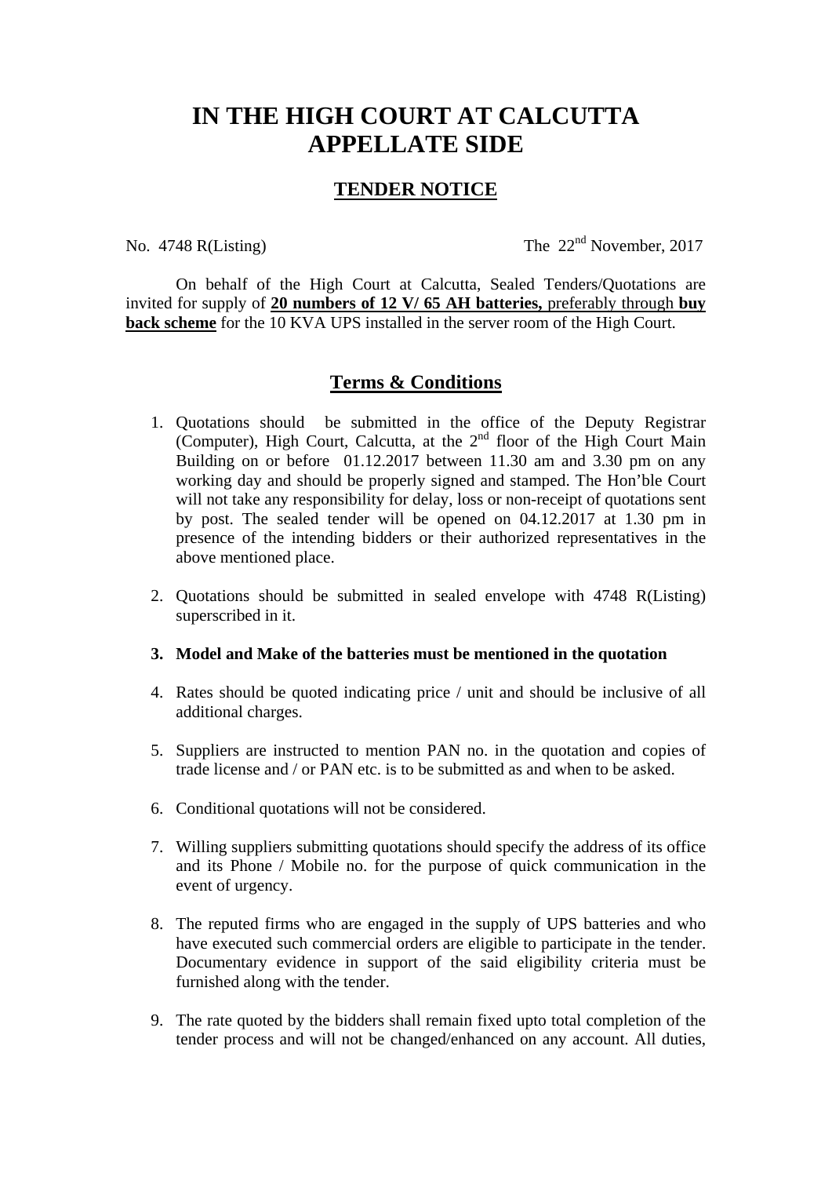# IN THE HIGH COURT AT CALCUTTA APPELLATE SIDE

## TENDER NOTICE

No. 4748 R(Listing) The 22nd November, 2017

On behalf of the High Court at Calcutta, Sealed Tenders/Quotations are invited for supply of **20 numbers of 12 V/ 65 AH batteries,** preferably through **buy back scheme** for the 10 KVA UPS installed in the server room of the High Court.

## Terms & Conditions

1. Quotations should be submitted in the office of the Deputy Registrar (Computer), High Court, Calcutta, at the 2nd floor of the High Court Main Building on or before 01.12.2017 between 11.30 am and 3.30 pm on any working day and should be properly signed and stamped. The Hon'ble Court will not take any responsibility for delay, loss or non-receipt of quotations sent by post. The sealed tender will be opened on 04.12.2017 at 1.30 pm in presence of the intending bidders or their authorized representatives in the above mentioned place.

2. Quotations should be submitted in sealed envelope with 4748 R(Listing) superscribed in it.

3. **Model and Make of the batteries must be mentioned in the quotation**

4. Rates should be quoted indicating price / unit and should be inclusive of all additional charges.

5. Suppliers are instructed to mention PAN no. in the quotation and copies of trade license and / or PAN etc. is to be submitted as and when to be asked.

6. Conditional quotations will not be considered.

7. Willing suppliers submitting quotations should specify the address of its office and its Phone / Mobile no. for the purpose of quick communication in the event of urgency.

8. The reputed firms who are engaged in the supply of UPS batteries and who have executed such commercial orders are eligible to participate in the tender. Documentary evidence in support of the said eligibility criteria must be furnished along with the tender.

9. The rate quoted by the bidders shall remain fixed upto total completion of the tender process and will not be changed/enhanced on any account. All duties,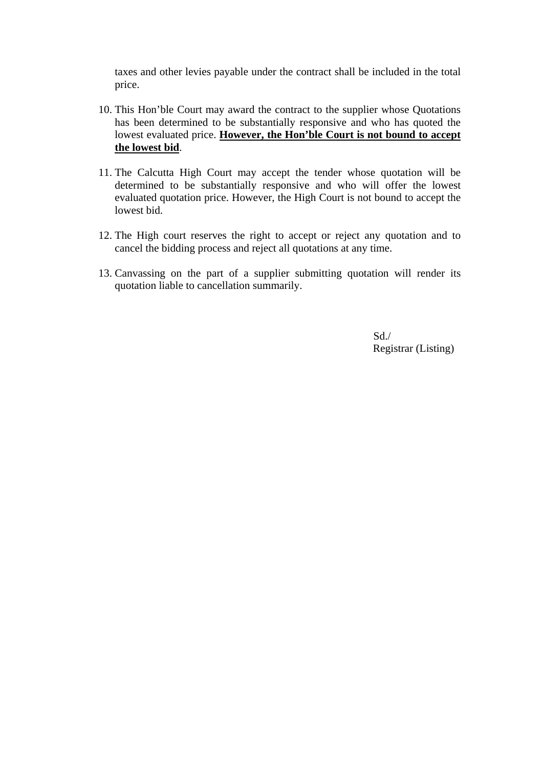taxes and other levies payable under the contract shall be included in the total price.

10. This Hon'ble Court may award the contract to the supplier whose Quotations has been determined to be substantially responsive and who has quoted the lowest evaluated price. **<u>However, the Hon'ble Court is not bound to accept the lowest bid</u>**.

11. The Calcutta High Court may accept the tender whose quotation will be determined to be substantially responsive and who will offer the lowest evaluated quotation price. However, the High Court is not bound to accept the lowest bid.

12. The High court reserves the right to accept or reject any quotation and to cancel the bidding process and reject all quotations at any time.

13. Canvassing on the part of a supplier submitting quotation will render its quotation liable to cancellation summarily.

Sd./
Registrar (Listing)